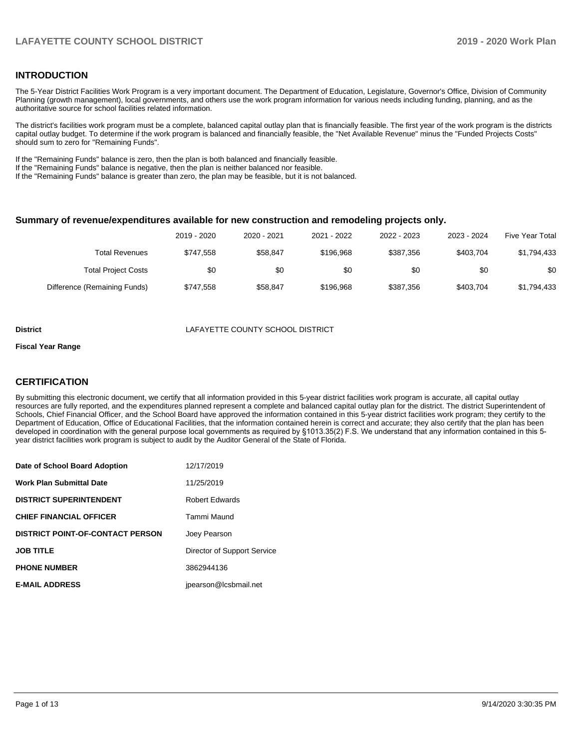## INTRODUCTION

The 5-Year District Facilities Work Program is a very important document. The Department of Education, Legislature, Governor's Office, Division of Community Planning (growth management), local governments, and others use the work program information for various needs including funding, planning, and as the authoritative source for school facilities related information.

The district's facilities work program must be a complete, balanced capital outlay plan that is financially feasible. The first year of the work program is the districts capital outlay budget. To determine if the work program is balanced and financially feasible, the "Net Available Revenue" minus the "Funded Projects Costs" should sum to zero for "Remaining Funds".

If the "Remaining Funds" balance is zero, then the plan is both balanced and financially feasible.
If the "Remaining Funds" balance is negative, then the plan is neither balanced nor feasible.
If the "Remaining Funds" balance is greater than zero, the plan may be feasible, but it is not balanced.

### Summary of revenue/expenditures available for new construction and remodeling projects only.

| | 2019 - 2020 | 2020 - 2021 | 2021 - 2022 | 2022 - 2023 | 2023 - 2024 | Five Year Total |
|---|---|---|---|---|---|---|
| Total Revenues | $747,558 | $58,847 | $196,968 | $387,356 | $403,704 | $1,794,433 |
| Total Project Costs | $0 | $0 | $0 | $0 | $0 | $0 |
| Difference (Remaining Funds) | $747,558 | $58,847 | $196,968 | $387,356 | $403,704 | $1,794,433 |

**District** LAFAYETTE COUNTY SCHOOL DISTRICT

**Fiscal Year Range**

## CERTIFICATION

By submitting this electronic document, we certify that all information provided in this 5-year district facilities work program is accurate, all capital outlay resources are fully reported, and the expenditures planned represent a complete and balanced capital outlay plan for the district. The district Superintendent of Schools, Chief Financial Officer, and the School Board have approved the information contained in this 5-year district facilities work program; they certify to the Department of Education, Office of Educational Facilities, that the information contained herein is correct and accurate; they also certify that the plan has been developed in coordination with the general purpose local governments as required by §1013.35(2) F.S. We understand that any information contained in this 5-year district facilities work program is subject to audit by the Auditor General of the State of Florida.

| | |
|---|---|
| **Date of School Board Adoption** | 12/17/2019 |
| **Work Plan Submittal Date** | 11/25/2019 |
| **DISTRICT SUPERINTENDENT** | Robert Edwards |
| **CHIEF FINANCIAL OFFICER** | Tammi Maund |
| **DISTRICT POINT-OF-CONTACT PERSON** | Joey Pearson |
| **JOB TITLE** | Director of Support Service |
| **PHONE NUMBER** | 3862944136 |
| **E-MAIL ADDRESS** | jpearson@lcsbmail.net |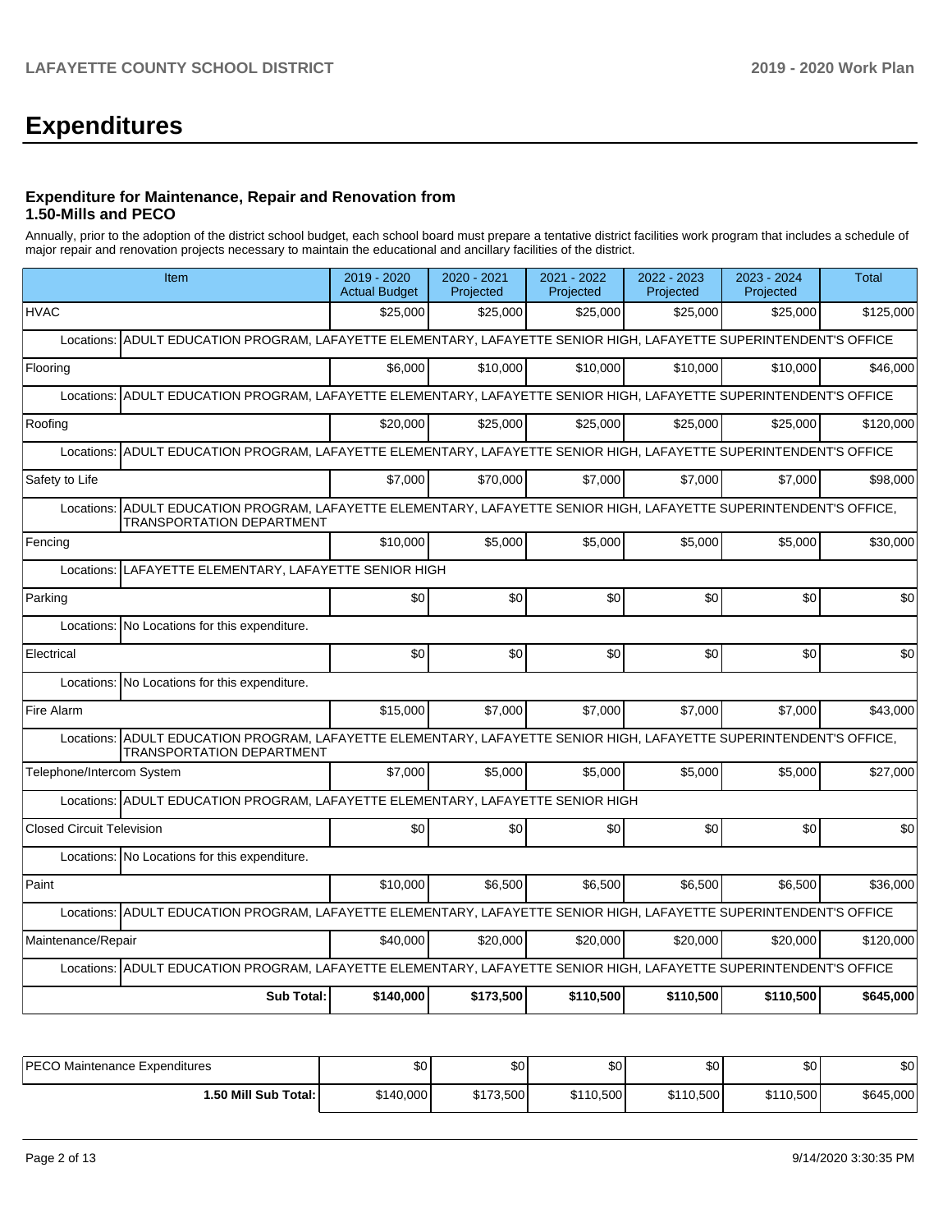# Expenditures

### Expenditure for Maintenance, Repair and Renovation from 1.50-Mills and PECO

Annually, prior to the adoption of the district school budget, each school board must prepare a tentative district facilities work program that includes a schedule of major repair and renovation projects necessary to maintain the educational and ancillary facilities of the district.

| Item | 2019 - 2020 Actual Budget | 2020 - 2021 Projected | 2021 - 2022 Projected | 2022 - 2023 Projected | 2023 - 2024 Projected | Total |
|---|---|---|---|---|---|---|
| HVAC | $25,000 | $25,000 | $25,000 | $25,000 | $25,000 | $125,000 |
| Locations: ADULT EDUCATION PROGRAM, LAFAYETTE ELEMENTARY, LAFAYETTE SENIOR HIGH, LAFAYETTE SUPERINTENDENT'S OFFICE | | | | | | |
| Flooring | $6,000 | $10,000 | $10,000 | $10,000 | $10,000 | $46,000 |
| Locations: ADULT EDUCATION PROGRAM, LAFAYETTE ELEMENTARY, LAFAYETTE SENIOR HIGH, LAFAYETTE SUPERINTENDENT'S OFFICE | | | | | | |
| Roofing | $20,000 | $25,000 | $25,000 | $25,000 | $25,000 | $120,000 |
| Locations: ADULT EDUCATION PROGRAM, LAFAYETTE ELEMENTARY, LAFAYETTE SENIOR HIGH, LAFAYETTE SUPERINTENDENT'S OFFICE | | | | | | |
| Safety to Life | $7,000 | $70,000 | $7,000 | $7,000 | $7,000 | $98,000 |
| Locations: ADULT EDUCATION PROGRAM, LAFAYETTE ELEMENTARY, LAFAYETTE SENIOR HIGH, LAFAYETTE SUPERINTENDENT'S OFFICE, TRANSPORTATION DEPARTMENT | | | | | | |
| Fencing | $10,000 | $5,000 | $5,000 | $5,000 | $5,000 | $30,000 |
| Locations: LAFAYETTE ELEMENTARY, LAFAYETTE SENIOR HIGH | | | | | | |
| Parking | $0 | $0 | $0 | $0 | $0 | $0 |
| Locations: No Locations for this expenditure. | | | | | | |
| Electrical | $0 | $0 | $0 | $0 | $0 | $0 |
| Locations: No Locations for this expenditure. | | | | | | |
| Fire Alarm | $15,000 | $7,000 | $7,000 | $7,000 | $7,000 | $43,000 |
| Locations: ADULT EDUCATION PROGRAM, LAFAYETTE ELEMENTARY, LAFAYETTE SENIOR HIGH, LAFAYETTE SUPERINTENDENT'S OFFICE, TRANSPORTATION DEPARTMENT | | | | | | |
| Telephone/Intercom System | $7,000 | $5,000 | $5,000 | $5,000 | $5,000 | $27,000 |
| Locations: ADULT EDUCATION PROGRAM, LAFAYETTE ELEMENTARY, LAFAYETTE SENIOR HIGH | | | | | | |
| Closed Circuit Television | $0 | $0 | $0 | $0 | $0 | $0 |
| Locations: No Locations for this expenditure. | | | | | | |
| Paint | $10,000 | $6,500 | $6,500 | $6,500 | $6,500 | $36,000 |
| Locations: ADULT EDUCATION PROGRAM, LAFAYETTE ELEMENTARY, LAFAYETTE SENIOR HIGH, LAFAYETTE SUPERINTENDENT'S OFFICE | | | | | | |
| Maintenance/Repair | $40,000 | $20,000 | $20,000 | $20,000 | $20,000 | $120,000 |
| Locations: ADULT EDUCATION PROGRAM, LAFAYETTE ELEMENTARY, LAFAYETTE SENIOR HIGH, LAFAYETTE SUPERINTENDENT'S OFFICE | | | | | | |
| **Sub Total:** | **$140,000** | **$173,500** | **$110,500** | **$110,500** | **$110,500** | **$645,000** |

| | | | | | | |
|---|---|---|---|---|---|---|
| PECO Maintenance Expenditures | $0 | $0 | $0 | $0 | $0 | $0 |
| **1.50 Mill Sub Total:** | $140,000 | $173,500 | $110,500 | $110,500 | $110,500 | $645,000 |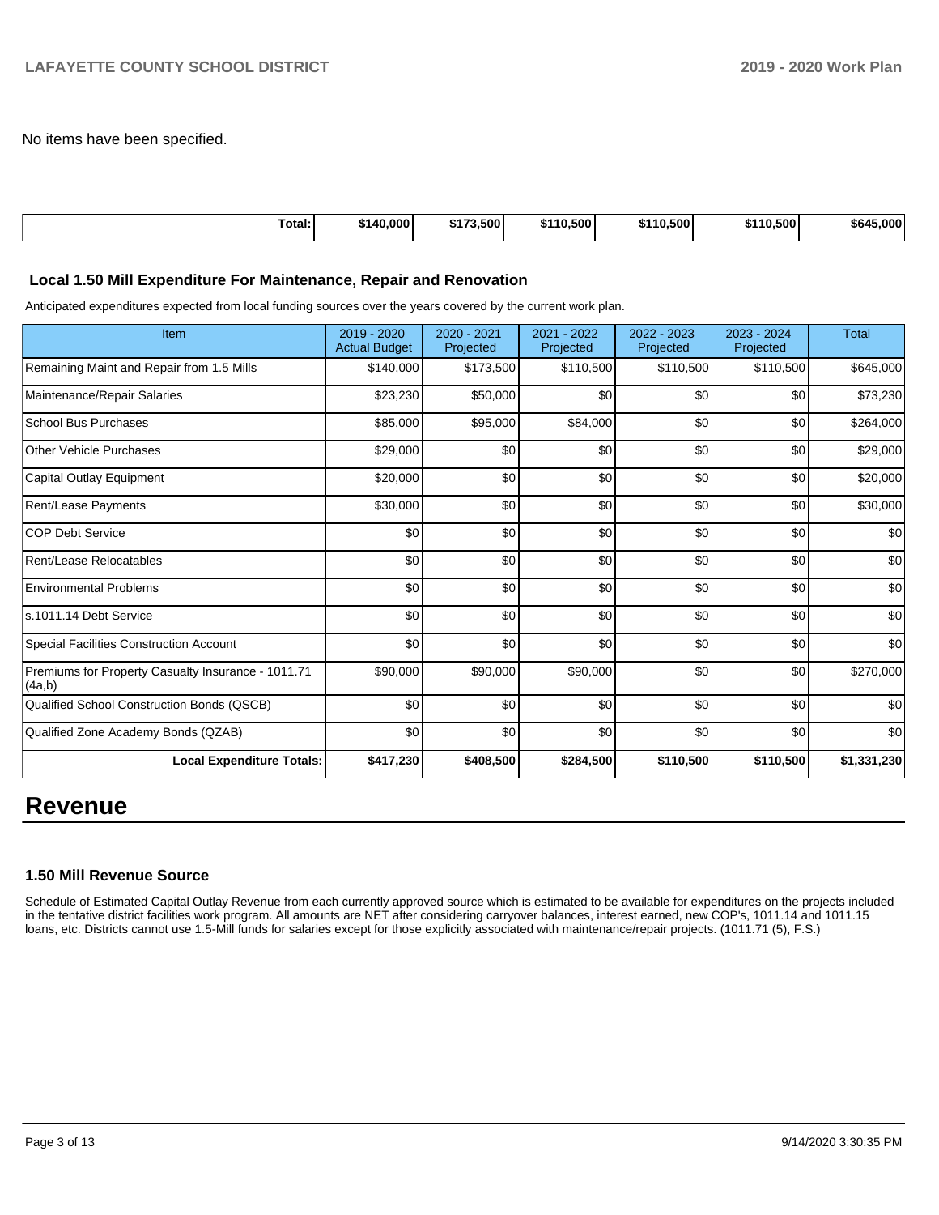No items have been specified.

| Total: | $140,000 | $173,500 | $110,500 | $110,500 | $110,500 | $645,000 |
|---|---|---|---|---|---|---|

### Local 1.50 Mill Expenditure For Maintenance, Repair and Renovation

Anticipated expenditures expected from local funding sources over the years covered by the current work plan.

| Item | 2019 - 2020 Actual Budget | 2020 - 2021 Projected | 2021 - 2022 Projected | 2022 - 2023 Projected | 2023 - 2024 Projected | Total |
|---|---|---|---|---|---|---|
| Remaining Maint and Repair from 1.5 Mills | $140,000 | $173,500 | $110,500 | $110,500 | $110,500 | $645,000 |
| Maintenance/Repair Salaries | $23,230 | $50,000 | $0 | $0 | $0 | $73,230 |
| School Bus Purchases | $85,000 | $95,000 | $84,000 | $0 | $0 | $264,000 |
| Other Vehicle Purchases | $29,000 | $0 | $0 | $0 | $0 | $29,000 |
| Capital Outlay Equipment | $20,000 | $0 | $0 | $0 | $0 | $20,000 |
| Rent/Lease Payments | $30,000 | $0 | $0 | $0 | $0 | $30,000 |
| COP Debt Service | $0 | $0 | $0 | $0 | $0 | $0 |
| Rent/Lease Relocatables | $0 | $0 | $0 | $0 | $0 | $0 |
| Environmental Problems | $0 | $0 | $0 | $0 | $0 | $0 |
| s.1011.14 Debt Service | $0 | $0 | $0 | $0 | $0 | $0 |
| Special Facilities Construction Account | $0 | $0 | $0 | $0 | $0 | $0 |
| Premiums for Property Casualty Insurance - 1011.71 (4a,b) | $90,000 | $90,000 | $90,000 | $0 | $0 | $270,000 |
| Qualified School Construction Bonds (QSCB) | $0 | $0 | $0 | $0 | $0 | $0 |
| Qualified Zone Academy Bonds (QZAB) | $0 | $0 | $0 | $0 | $0 | $0 |
| **Local Expenditure Totals:** | **$417,230** | **$408,500** | **$284,500** | **$110,500** | **$110,500** | **$1,331,230** |

# Revenue

### 1.50 Mill Revenue Source

Schedule of Estimated Capital Outlay Revenue from each currently approved source which is estimated to be available for expenditures on the projects included in the tentative district facilities work program. All amounts are NET after considering carryover balances, interest earned, new COP's, 1011.14 and 1011.15 loans, etc. Districts cannot use 1.5-Mill funds for salaries except for those explicitly associated with maintenance/repair projects. (1011.71 (5), F.S.)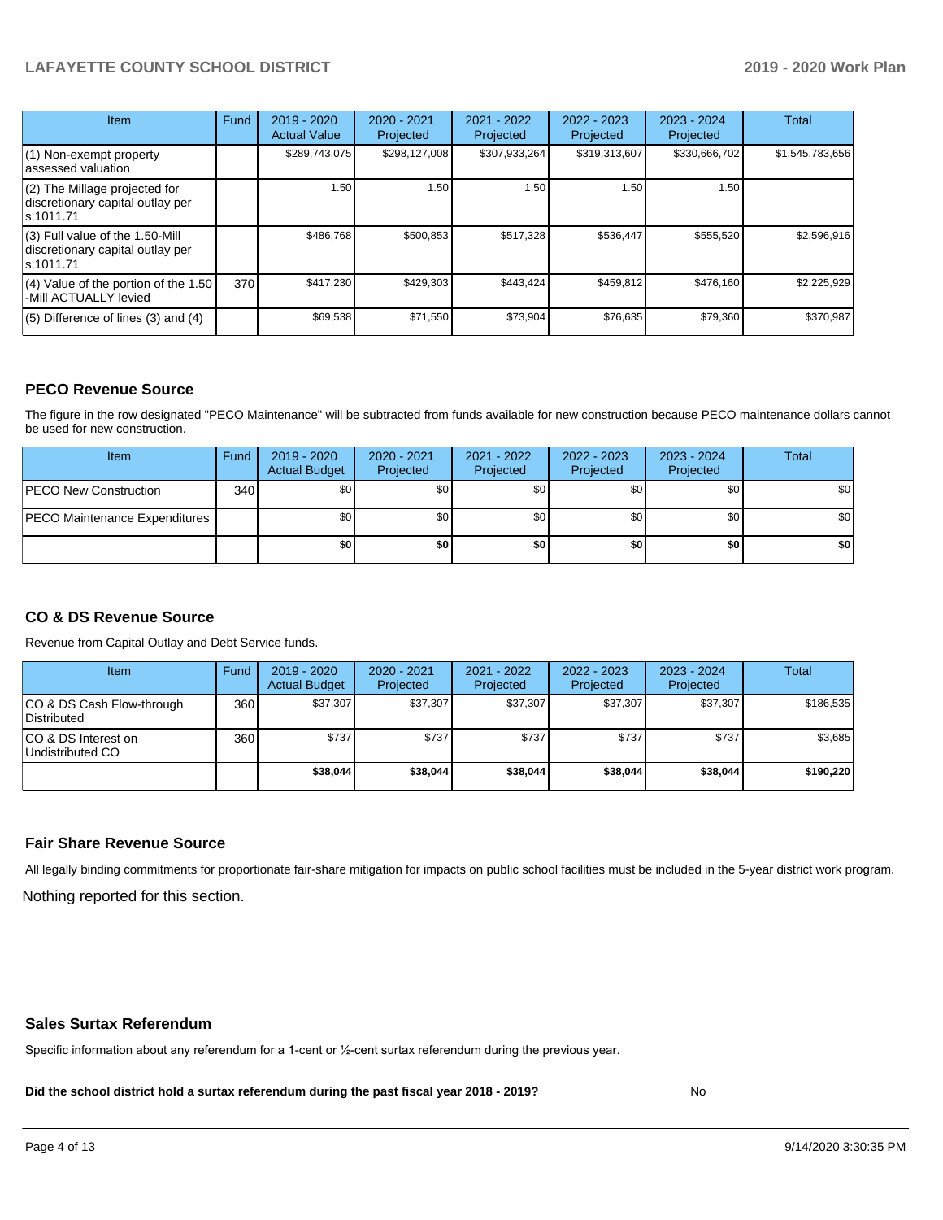| Item | Fund | 2019 - 2020 Actual Value | 2020 - 2021 Projected | 2021 - 2022 Projected | 2022 - 2023 Projected | 2023 - 2024 Projected | Total |
|---|---|---|---|---|---|---|---|
| (1) Non-exempt property assessed valuation | | $289,743,075 | $298,127,008 | $307,933,264 | $319,313,607 | $330,666,702 | $1,545,783,656 |
| (2) The Millage projected for discretionary capital outlay per s.1011.71 | | 1.50 | 1.50 | 1.50 | 1.50 | 1.50 | |
| (3) Full value of the 1.50-Mill discretionary capital outlay per s.1011.71 | | $486,768 | $500,853 | $517,328 | $536,447 | $555,520 | $2,596,916 |
| (4) Value of the portion of the 1.50 -Mill ACTUALLY levied | 370 | $417,230 | $429,303 | $443,424 | $459,812 | $476,160 | $2,225,929 |
| (5) Difference of lines (3) and (4) | | $69,538 | $71,550 | $73,904 | $76,635 | $79,360 | $370,987 |

## PECO Revenue Source

The figure in the row designated "PECO Maintenance" will be subtracted from funds available for new construction because PECO maintenance dollars cannot be used for new construction.

| Item | Fund | 2019 - 2020 Actual Budget | 2020 - 2021 Projected | 2021 - 2022 Projected | 2022 - 2023 Projected | 2023 - 2024 Projected | Total |
|---|---|---|---|---|---|---|---|
| PECO New Construction | 340 | $0 | $0 | $0 | $0 | $0 | $0 |
| PECO Maintenance Expenditures | | $0 | $0 | $0 | $0 | $0 | $0 |
| | | **$0** | **$0** | **$0** | **$0** | **$0** | **$0** |

## CO & DS Revenue Source

Revenue from Capital Outlay and Debt Service funds.

| Item | Fund | 2019 - 2020 Actual Budget | 2020 - 2021 Projected | 2021 - 2022 Projected | 2022 - 2023 Projected | 2023 - 2024 Projected | Total |
|---|---|---|---|---|---|---|---|
| CO & DS Cash Flow-through Distributed | 360 | $37,307 | $37,307 | $37,307 | $37,307 | $37,307 | $186,535 |
| CO & DS Interest on Undistributed CO | 360 | $737 | $737 | $737 | $737 | $737 | $3,685 |
| | | **$38,044** | **$38,044** | **$38,044** | **$38,044** | **$38,044** | **$190,220** |

## Fair Share Revenue Source

All legally binding commitments for proportionate fair-share mitigation for impacts on public school facilities must be included in the 5-year district work program.

Nothing reported for this section.

## Sales Surtax Referendum

Specific information about any referendum for a 1-cent or ½-cent surtax referendum during the previous year.

**Did the school district hold a surtax referendum during the past fiscal year 2018 - 2019?** No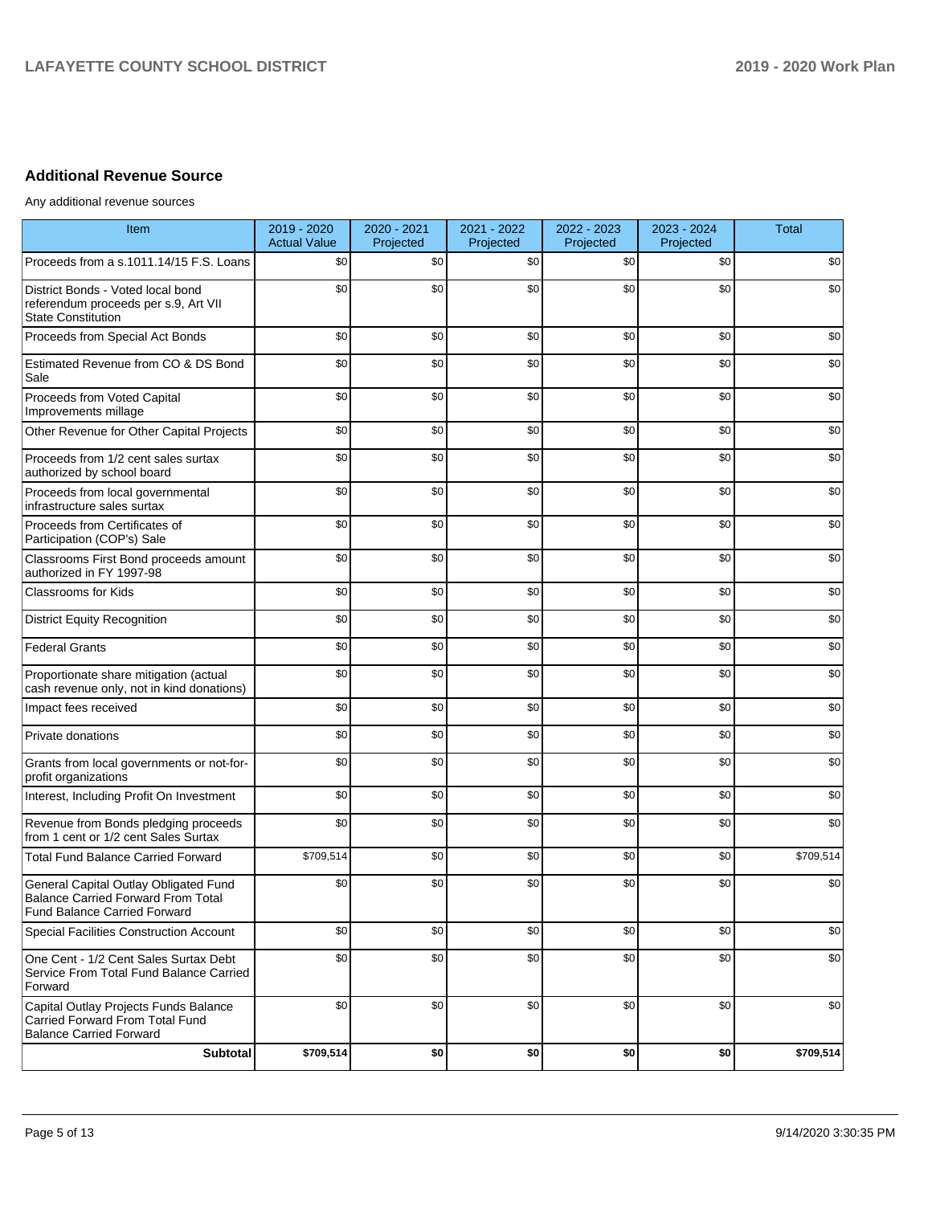## Additional Revenue Source

Any additional revenue sources

| Item | 2019 - 2020 Actual Value | 2020 - 2021 Projected | 2021 - 2022 Projected | 2022 - 2023 Projected | 2023 - 2024 Projected | Total |
|---|---|---|---|---|---|---|
| Proceeds from a s.1011.14/15 F.S. Loans | $0 | $0 | $0 | $0 | $0 | $0 |
| District Bonds - Voted local bond referendum proceeds per s.9, Art VII State Constitution | $0 | $0 | $0 | $0 | $0 | $0 |
| Proceeds from Special Act Bonds | $0 | $0 | $0 | $0 | $0 | $0 |
| Estimated Revenue from CO & DS Bond Sale | $0 | $0 | $0 | $0 | $0 | $0 |
| Proceeds from Voted Capital Improvements millage | $0 | $0 | $0 | $0 | $0 | $0 |
| Other Revenue for Other Capital Projects | $0 | $0 | $0 | $0 | $0 | $0 |
| Proceeds from 1/2 cent sales surtax authorized by school board | $0 | $0 | $0 | $0 | $0 | $0 |
| Proceeds from local governmental infrastructure sales surtax | $0 | $0 | $0 | $0 | $0 | $0 |
| Proceeds from Certificates of Participation (COP's) Sale | $0 | $0 | $0 | $0 | $0 | $0 |
| Classrooms First Bond proceeds amount authorized in FY 1997-98 | $0 | $0 | $0 | $0 | $0 | $0 |
| Classrooms for Kids | $0 | $0 | $0 | $0 | $0 | $0 |
| District Equity Recognition | $0 | $0 | $0 | $0 | $0 | $0 |
| Federal Grants | $0 | $0 | $0 | $0 | $0 | $0 |
| Proportionate share mitigation (actual cash revenue only, not in kind donations) | $0 | $0 | $0 | $0 | $0 | $0 |
| Impact fees received | $0 | $0 | $0 | $0 | $0 | $0 |
| Private donations | $0 | $0 | $0 | $0 | $0 | $0 |
| Grants from local governments or not-for-profit organizations | $0 | $0 | $0 | $0 | $0 | $0 |
| Interest, Including Profit On Investment | $0 | $0 | $0 | $0 | $0 | $0 |
| Revenue from Bonds pledging proceeds from 1 cent or 1/2 cent Sales Surtax | $0 | $0 | $0 | $0 | $0 | $0 |
| Total Fund Balance Carried Forward | $709,514 | $0 | $0 | $0 | $0 | $709,514 |
| General Capital Outlay Obligated Fund Balance Carried Forward From Total Fund Balance Carried Forward | $0 | $0 | $0 | $0 | $0 | $0 |
| Special Facilities Construction Account | $0 | $0 | $0 | $0 | $0 | $0 |
| One Cent - 1/2 Cent Sales Surtax Debt Service From Total Fund Balance Carried Forward | $0 | $0 | $0 | $0 | $0 | $0 |
| Capital Outlay Projects Funds Balance Carried Forward From Total Fund Balance Carried Forward | $0 | $0 | $0 | $0 | $0 | $0 |
| **Subtotal** | **$709,514** | **$0** | **$0** | **$0** | **$0** | **$709,514** |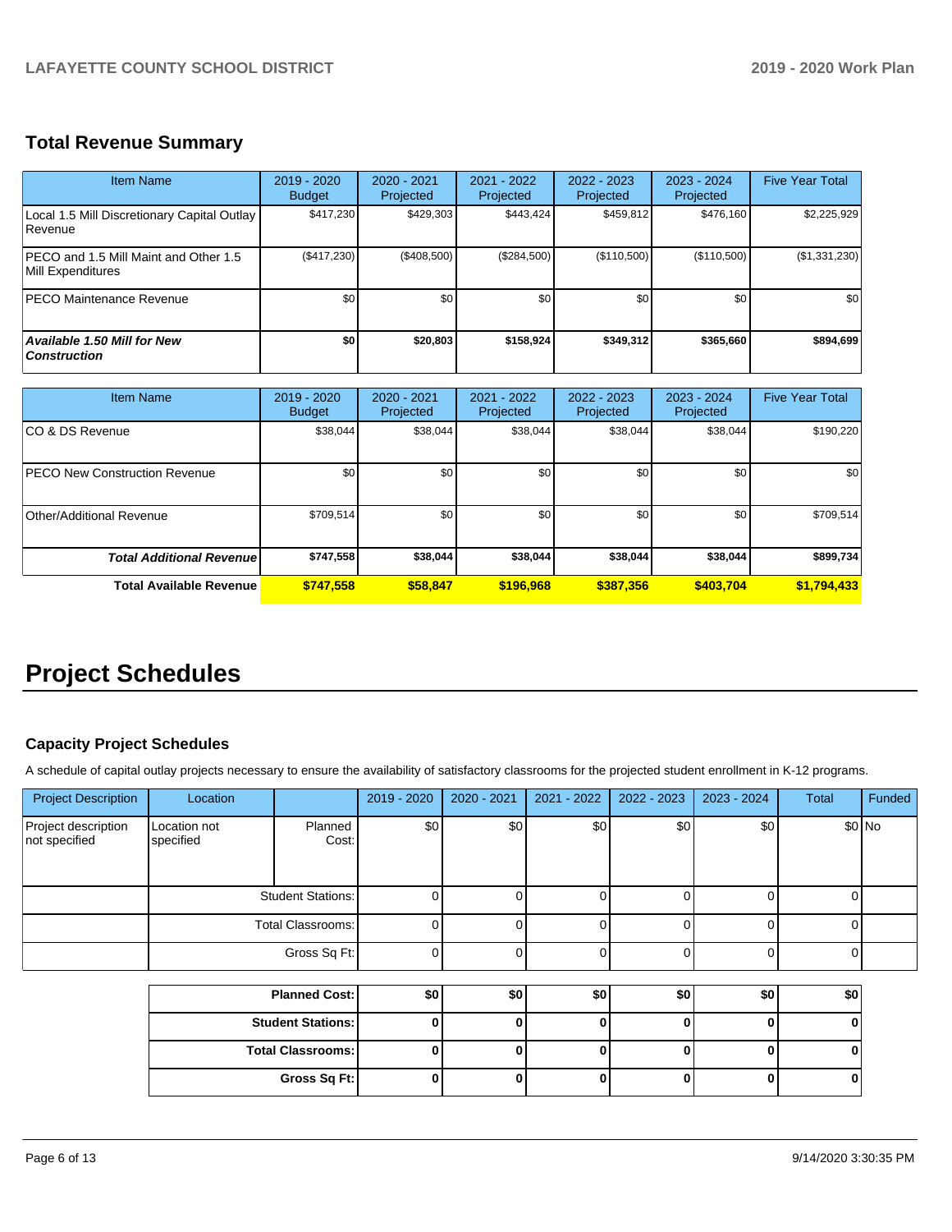## Total Revenue Summary

| Item Name | 2019 - 2020 Budget | 2020 - 2021 Projected | 2021 - 2022 Projected | 2022 - 2023 Projected | 2023 - 2024 Projected | Five Year Total |
|---|---|---|---|---|---|---|
| Local 1.5 Mill Discretionary Capital Outlay Revenue | $417,230 | $429,303 | $443,424 | $459,812 | $476,160 | $2,225,929 |
| PECO and 1.5 Mill Maint and Other 1.5 Mill Expenditures | ($417,230) | ($408,500) | ($284,500) | ($110,500) | ($110,500) | ($1,331,230) |
| PECO Maintenance Revenue | $0 | $0 | $0 | $0 | $0 | $0 |
| ***Available 1.50 Mill for New Construction*** | **$0** | **$20,803** | **$158,924** | **$349,312** | **$365,660** | **$894,699** |

| Item Name | 2019 - 2020 Budget | 2020 - 2021 Projected | 2021 - 2022 Projected | 2022 - 2023 Projected | 2023 - 2024 Projected | Five Year Total |
|---|---|---|---|---|---|---|
| CO & DS Revenue | $38,044 | $38,044 | $38,044 | $38,044 | $38,044 | $190,220 |
| PECO New Construction Revenue | $0 | $0 | $0 | $0 | $0 | $0 |
| Other/Additional Revenue | $709,514 | $0 | $0 | $0 | $0 | $709,514 |
| ***Total Additional Revenue*** | **$747,558** | **$38,044** | **$38,044** | **$38,044** | **$38,044** | **$899,734** |
| **Total Available Revenue** | **$747,558** | **$58,847** | **$196,968** | **$387,356** | **$403,704** | **$1,794,433** |

# Project Schedules

### Capacity Project Schedules

A schedule of capital outlay projects necessary to ensure the availability of satisfactory classrooms for the projected student enrollment in K-12 programs.

| Project Description | Location | | 2019 - 2020 | 2020 - 2021 | 2021 - 2022 | 2022 - 2023 | 2023 - 2024 | Total | Funded |
|---|---|---|---|---|---|---|---|---|---|
| Project description not specified | Location not specified | Planned Cost: | $0 | $0 | $0 | $0 | $0 | $0 | No |
| | Student Stations: | | 0 | 0 | 0 | 0 | 0 | 0 | |
| | Total Classrooms: | | 0 | 0 | 0 | 0 | 0 | 0 | |
| | Gross Sq Ft: | | 0 | 0 | 0 | 0 | 0 | 0 | |

| | 2019 - 2020 | 2020 - 2021 | 2021 - 2022 | 2022 - 2023 | 2023 - 2024 | Total |
|---|---|---|---|---|---|---|
| **Planned Cost:** | **$0** | **$0** | **$0** | **$0** | **$0** | **$0** |
| **Student Stations:** | **0** | **0** | **0** | **0** | **0** | **0** |
| **Total Classrooms:** | **0** | **0** | **0** | **0** | **0** | **0** |
| **Gross Sq Ft:** | **0** | **0** | **0** | **0** | **0** | **0** |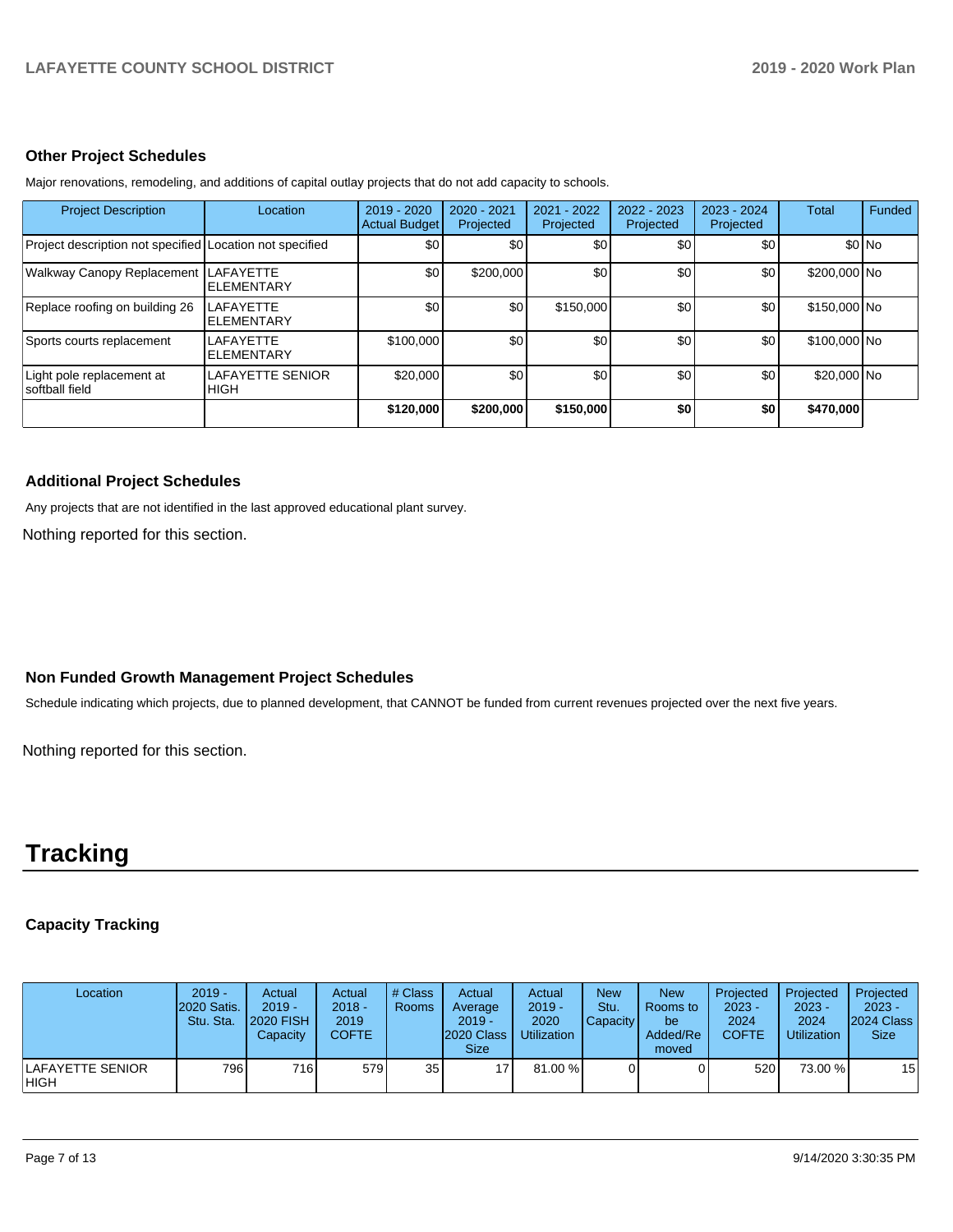### Other Project Schedules

Major renovations, remodeling, and additions of capital outlay projects that do not add capacity to schools.

| Project Description | Location | 2019 - 2020 Actual Budget | 2020 - 2021 Projected | 2021 - 2022 Projected | 2022 - 2023 Projected | 2023 - 2024 Projected | Total | Funded |
|---|---|---|---|---|---|---|---|---|
| Project description not specified | Location not specified | $0 | $0 | $0 | $0 | $0 | $0 | No |
| Walkway Canopy Replacement | LAFAYETTE ELEMENTARY | $0 | $200,000 | $0 | $0 | $0 | $200,000 | No |
| Replace roofing on building 26 | LAFAYETTE ELEMENTARY | $0 | $0 | $150,000 | $0 | $0 | $150,000 | No |
| Sports courts replacement | LAFAYETTE ELEMENTARY | $100,000 | $0 | $0 | $0 | $0 | $100,000 | No |
| Light pole replacement at softball field | LAFAYETTE SENIOR HIGH | $20,000 | $0 | $0 | $0 | $0 | $20,000 | No |
| | | **$120,000** | **$200,000** | **$150,000** | **$0** | **$0** | **$470,000** | |

### Additional Project Schedules

Any projects that are not identified in the last approved educational plant survey.

Nothing reported for this section.

### Non Funded Growth Management Project Schedules

Schedule indicating which projects, due to planned development, that CANNOT be funded from current revenues projected over the next five years.

Nothing reported for this section.

# Tracking

### Capacity Tracking

| Location | 2019 - 2020 Satis. Stu. Sta. | Actual 2019 - 2020 FISH Capacity | Actual 2018 - 2019 COFTE | # Class Rooms | Actual Average 2019 - 2020 Class Size | Actual 2019 - 2020 Utilization | New Stu. Capacity | New Rooms to be Added/Removed | Projected 2023 - 2024 COFTE | Projected 2023 - 2024 Utilization | Projected 2023 - 2024 Class Size |
|---|---|---|---|---|---|---|---|---|---|---|---|
| LAFAYETTE SENIOR HIGH | 796 | 716 | 579 | 35 | 17 | 81.00 % | 0 | 0 | 520 | 73.00 % | 15 |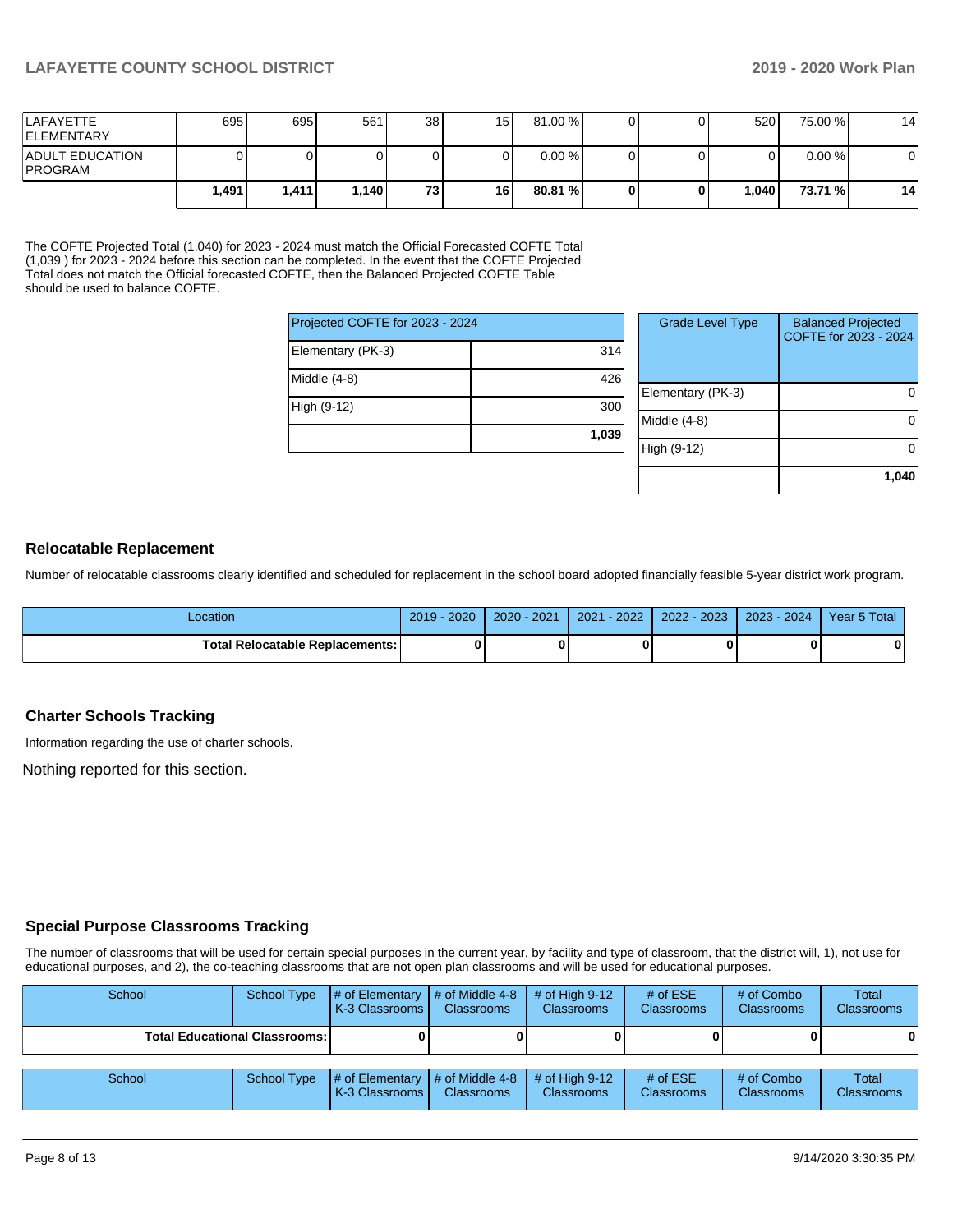| | | | | | | | | | | |
|---|---|---|---|---|---|---|---|---|---|---|
| LAFAYETTE ELEMENTARY | 695 | 695 | 561 | 38 | 15 | 81.00 % | 0 | 0 | 520 | 75.00 % | 14 |
| ADULT EDUCATION PROGRAM | 0 | 0 | 0 | 0 | 0 | 0.00 % | 0 | 0 | 0 | 0.00 % | 0 |
| | **1,491** | **1,411** | **1,140** | **73** | **16** | **80.81 %** | **0** | **0** | **1,040** | **73.71 %** | **14** |

The COFTE Projected Total (1,040) for 2023 - 2024 must match the Official Forecasted COFTE Total (1,039 ) for 2023 - 2024 before this section can be completed. In the event that the COFTE Projected Total does not match the Official forecasted COFTE, then the Balanced Projected COFTE Table should be used to balance COFTE.

| Projected COFTE for 2023 - 2024 | |
|---|---|
| Elementary (PK-3) | 314 |
| Middle (4-8) | 426 |
| High (9-12) | 300 |
| | **1,039** |

| Grade Level Type | Balanced Projected COFTE for 2023 - 2024 |
|---|---|
| Elementary (PK-3) | 0 |
| Middle (4-8) | 0 |
| High (9-12) | 0 |
| | **1,040** |

## Relocatable Replacement

Number of relocatable classrooms clearly identified and scheduled for replacement in the school board adopted financially feasible 5-year district work program.

| Location | 2019 - 2020 | 2020 - 2021 | 2021 - 2022 | 2022 - 2023 | 2023 - 2024 | Year 5 Total |
|---|---|---|---|---|---|---|
| **Total Relocatable Replacements:** | **0** | **0** | **0** | **0** | **0** | **0** |

## Charter Schools Tracking

Information regarding the use of charter schools.

Nothing reported for this section.

## Special Purpose Classrooms Tracking

The number of classrooms that will be used for certain special purposes in the current year, by facility and type of classroom, that the district will, 1), not use for educational purposes, and 2), the co-teaching classrooms that are not open plan classrooms and will be used for educational purposes.

| School | School Type | # of Elementary K-3 Classrooms | # of Middle 4-8 Classrooms | # of High 9-12 Classrooms | # of ESE Classrooms | # of Combo Classrooms | Total Classrooms |
|---|---|---|---|---|---|---|---|
| **Total Educational Classrooms:** | | **0** | **0** | **0** | **0** | **0** | **0** |

| School | School Type | # of Elementary K-3 Classrooms | # of Middle 4-8 Classrooms | # of High 9-12 Classrooms | # of ESE Classrooms | # of Combo Classrooms | Total Classrooms |
|---|---|---|---|---|---|---|---|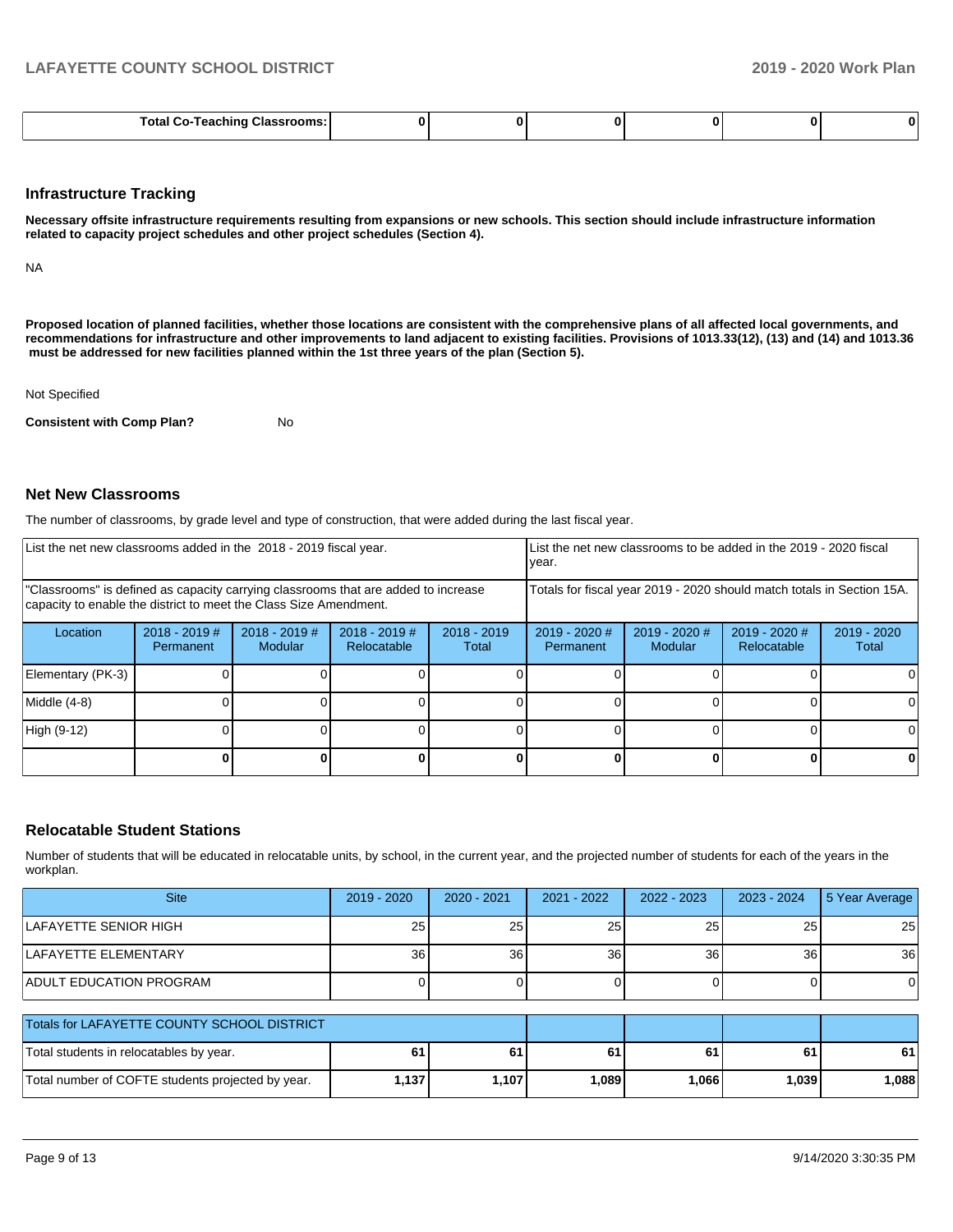| Total Co-Teaching Classrooms: | 0 | 0 | 0 | 0 | 0 | 0 |
|---|---|---|---|---|---|---|

### Infrastructure Tracking

**Necessary offsite infrastructure requirements resulting from expansions or new schools. This section should include infrastructure information related to capacity project schedules and other project schedules (Section 4).**

NA

**Proposed location of planned facilities, whether those locations are consistent with the comprehensive plans of all affected local governments, and recommendations for infrastructure and other improvements to land adjacent to existing facilities. Provisions of 1013.33(12), (13) and (14) and 1013.36 must be addressed for new facilities planned within the 1st three years of the plan (Section 5).**

Not Specified

**Consistent with Comp Plan?** No

### Net New Classrooms

The number of classrooms, by grade level and type of construction, that were added during the last fiscal year.

| List the net new classrooms added in the 2018 - 2019 fiscal year. | | | | | List the net new classrooms to be added in the 2019 - 2020 fiscal year. | | | |
|---|---|---|---|---|---|---|---|---|
| "Classrooms" is defined as capacity carrying classrooms that are added to increase capacity to enable the district to meet the Class Size Amendment. | | | | | Totals for fiscal year 2019 - 2020 should match totals in Section 15A. | | | |
| Location | 2018 - 2019 # Permanent | 2018 - 2019 # Modular | 2018 - 2019 # Relocatable | 2018 - 2019 Total | 2019 - 2020 # Permanent | 2019 - 2020 # Modular | 2019 - 2020 # Relocatable | 2019 - 2020 Total |
| Elementary (PK-3) | 0 | 0 | 0 | 0 | 0 | 0 | 0 | 0 |
| Middle (4-8) | 0 | 0 | 0 | 0 | 0 | 0 | 0 | 0 |
| High (9-12) | 0 | 0 | 0 | 0 | 0 | 0 | 0 | 0 |
| | **0** | **0** | **0** | **0** | **0** | **0** | **0** | **0** |

### Relocatable Student Stations

Number of students that will be educated in relocatable units, by school, in the current year, and the projected number of students for each of the years in the workplan.

| Site | 2019 - 2020 | 2020 - 2021 | 2021 - 2022 | 2022 - 2023 | 2023 - 2024 | 5 Year Average |
|---|---|---|---|---|---|---|
| LAFAYETTE SENIOR HIGH | 25 | 25 | 25 | 25 | 25 | 25 |
| LAFAYETTE ELEMENTARY | 36 | 36 | 36 | 36 | 36 | 36 |
| ADULT EDUCATION PROGRAM | 0 | 0 | 0 | 0 | 0 | 0 |

| Totals for LAFAYETTE COUNTY SCHOOL DISTRICT | | | | | | |
|---|---|---|---|---|---|---|
| Total students in relocatables by year. | **61** | **61** | **61** | **61** | **61** | **61** |
| Total number of COFTE students projected by year. | **1,137** | **1,107** | **1,089** | **1,066** | **1,039** | **1,088** |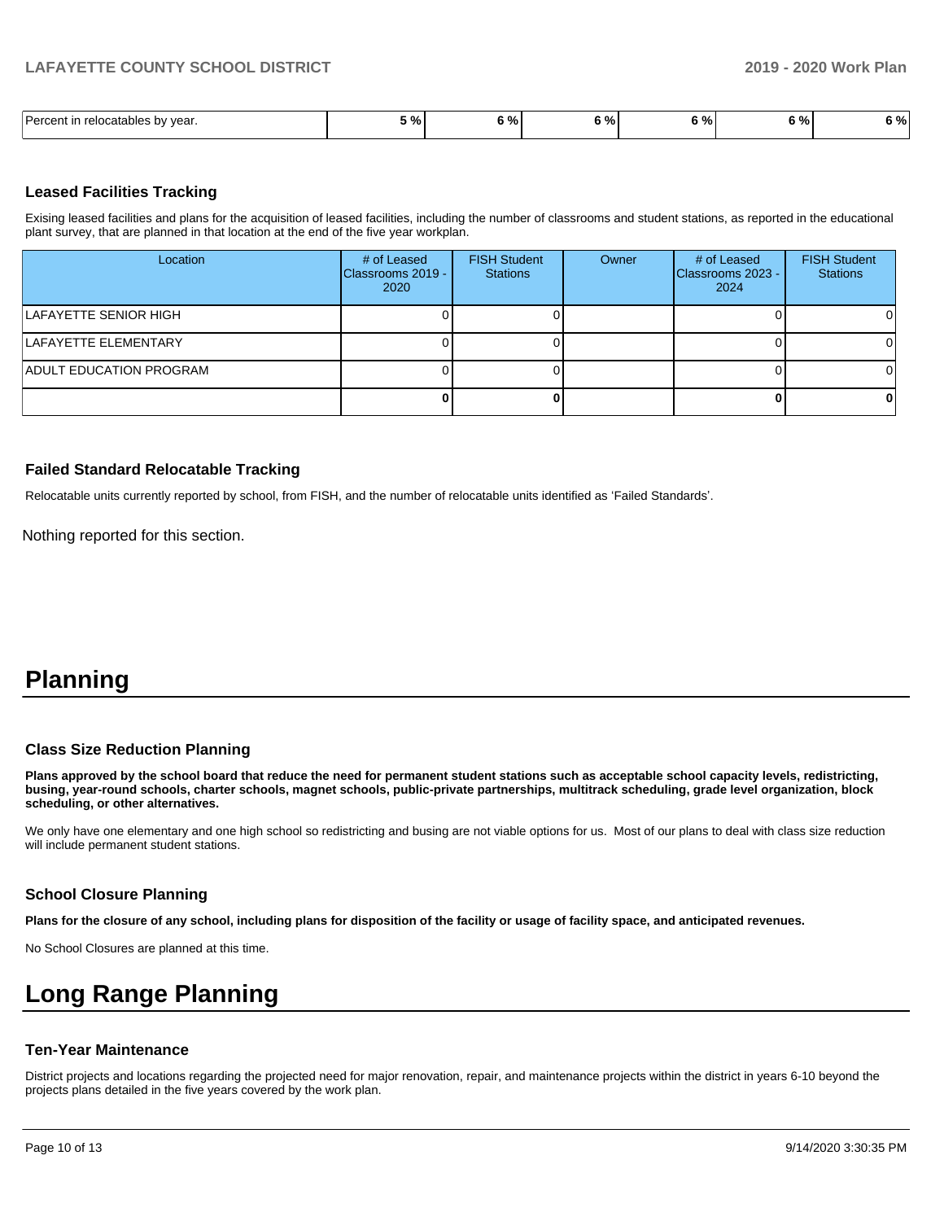| Percent in relocatables by year. | 5 % | 6 % | 6 % | 6 % | 6 % | 6 % |
|---|---|---|---|---|---|---|

### Leased Facilities Tracking

Exising leased facilities and plans for the acquisition of leased facilities, including the number of classrooms and student stations, as reported in the educational plant survey, that are planned in that location at the end of the five year workplan.

| Location | # of Leased Classrooms 2019 - 2020 | FISH Student Stations | Owner | # of Leased Classrooms 2023 - 2024 | FISH Student Stations |
|---|---|---|---|---|---|
| LAFAYETTE SENIOR HIGH | 0 | 0 | | 0 | 0 |
| LAFAYETTE ELEMENTARY | 0 | 0 | | 0 | 0 |
| ADULT EDUCATION PROGRAM | 0 | 0 | | 0 | 0 |
| | **0** | **0** | | **0** | **0** |

### Failed Standard Relocatable Tracking

Relocatable units currently reported by school, from FISH, and the number of relocatable units identified as 'Failed Standards'.

Nothing reported for this section.

# Planning

### Class Size Reduction Planning

**Plans approved by the school board that reduce the need for permanent student stations such as acceptable school capacity levels, redistricting, busing, year-round schools, charter schools, magnet schools, public-private partnerships, multitrack scheduling, grade level organization, block scheduling, or other alternatives.**

We only have one elementary and one high school so redistricting and busing are not viable options for us. Most of our plans to deal with class size reduction will include permanent student stations.

### School Closure Planning

**Plans for the closure of any school, including plans for disposition of the facility or usage of facility space, and anticipated revenues.**

No School Closures are planned at this time.

# Long Range Planning

### Ten-Year Maintenance

District projects and locations regarding the projected need for major renovation, repair, and maintenance projects within the district in years 6-10 beyond the projects plans detailed in the five years covered by the work plan.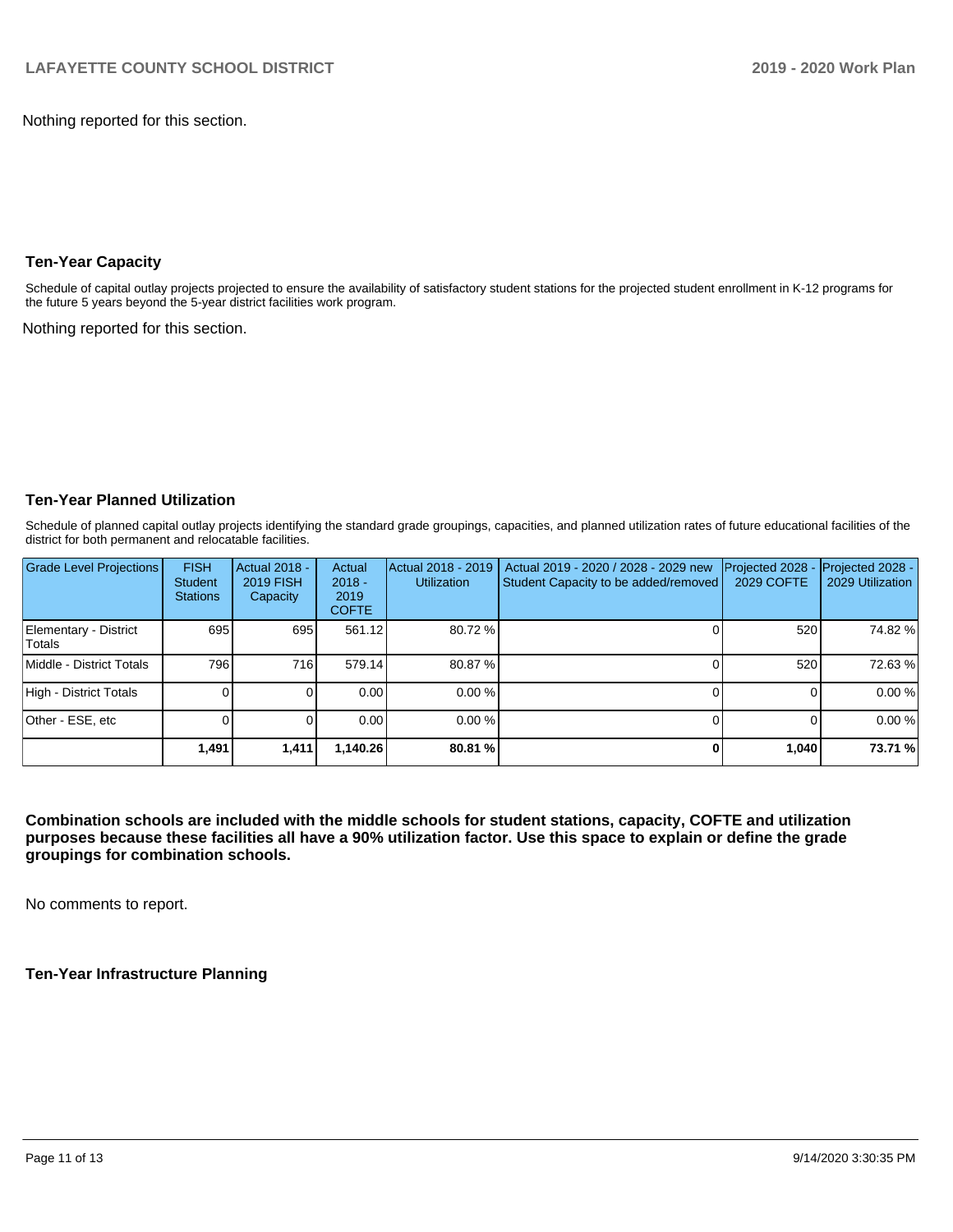Nothing reported for this section.

### Ten-Year Capacity

Schedule of capital outlay projects projected to ensure the availability of satisfactory student stations for the projected student enrollment in K-12 programs for the future 5 years beyond the 5-year district facilities work program.

Nothing reported for this section.

### Ten-Year Planned Utilization

Schedule of planned capital outlay projects identifying the standard grade groupings, capacities, and planned utilization rates of future educational facilities of the district for both permanent and relocatable facilities.

| Grade Level Projections | FISH Student Stations | Actual 2018 - 2019 FISH Capacity | Actual 2018 - 2019 COFTE | Actual 2018 - 2019 Utilization | Actual 2019 - 2020 / 2028 - 2029 new Student Capacity to be added/removed | Projected 2028 - 2029 COFTE | Projected 2028 - 2029 Utilization |
|---|---|---|---|---|---|---|---|
| Elementary - District Totals | 695 | 695 | 561.12 | 80.72 % | 0 | 520 | 74.82 % |
| Middle - District Totals | 796 | 716 | 579.14 | 80.87 % | 0 | 520 | 72.63 % |
| High - District Totals | 0 | 0 | 0.00 | 0.00 % | 0 | 0 | 0.00 % |
| Other - ESE, etc | 0 | 0 | 0.00 | 0.00 % | 0 | 0 | 0.00 % |
| | **1,491** | **1,411** | **1,140.26** | **80.81 %** | **0** | **1,040** | **73.71 %** |

**Combination schools are included with the middle schools for student stations, capacity, COFTE and utilization purposes because these facilities all have a 90% utilization factor. Use this space to explain or define the grade groupings for combination schools.**

No comments to report.

### Ten-Year Infrastructure Planning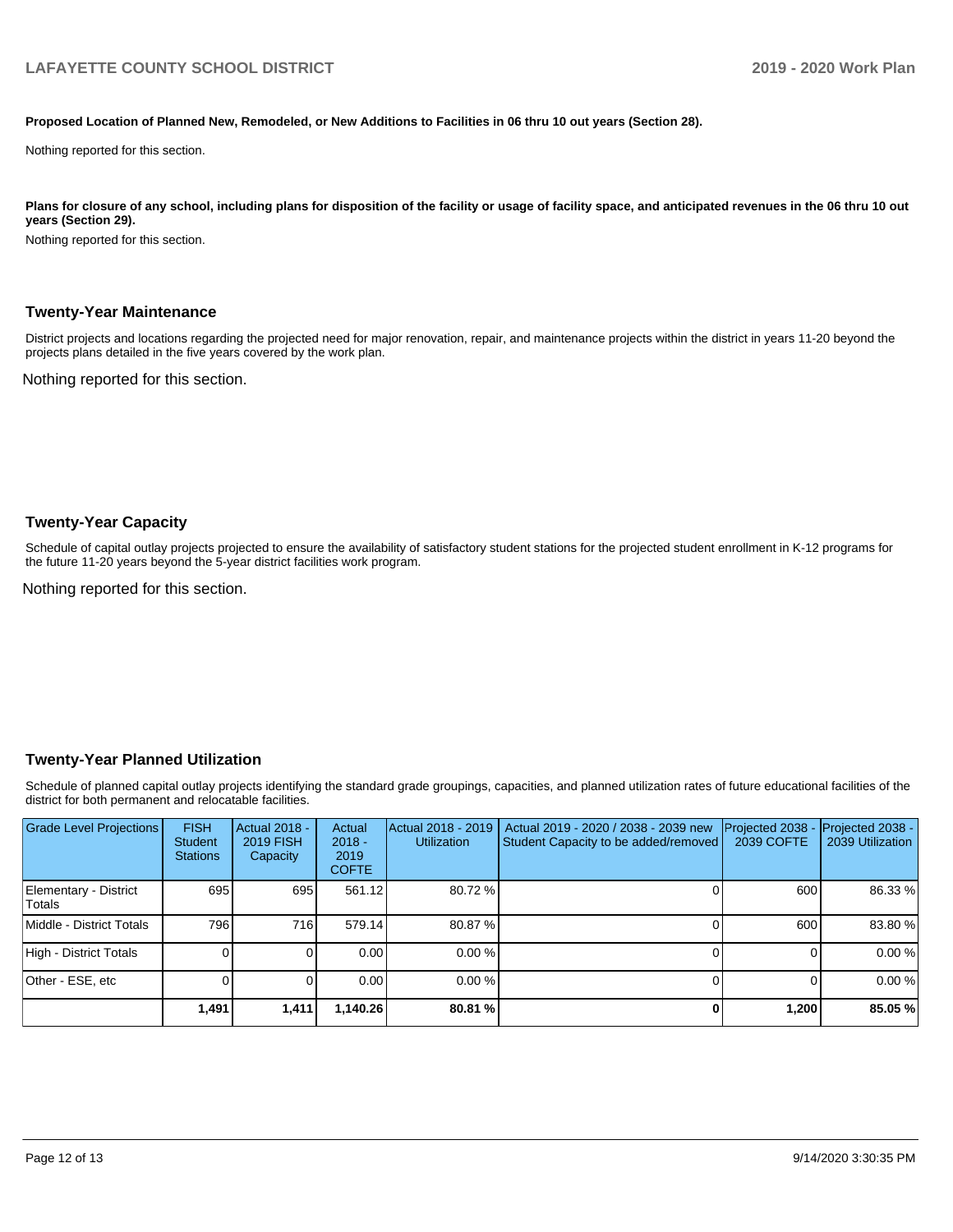**Proposed Location of Planned New, Remodeled, or New Additions to Facilities in 06 thru 10 out years (Section 28).**

Nothing reported for this section.

**Plans for closure of any school, including plans for disposition of the facility or usage of facility space, and anticipated revenues in the 06 thru 10 out years (Section 29).**

Nothing reported for this section.

## Twenty-Year Maintenance

District projects and locations regarding the projected need for major renovation, repair, and maintenance projects within the district in years 11-20 beyond the projects plans detailed in the five years covered by the work plan.

Nothing reported for this section.

## Twenty-Year Capacity

Schedule of capital outlay projects projected to ensure the availability of satisfactory student stations for the projected student enrollment in K-12 programs for the future 11-20 years beyond the 5-year district facilities work program.

Nothing reported for this section.

## Twenty-Year Planned Utilization

Schedule of planned capital outlay projects identifying the standard grade groupings, capacities, and planned utilization rates of future educational facilities of the district for both permanent and relocatable facilities.

| Grade Level Projections | FISH Student Stations | Actual 2018 - 2019 FISH Capacity | Actual 2018 - 2019 COFTE | Actual 2018 - 2019 Utilization | Actual 2019 - 2020 / 2038 - 2039 new Student Capacity to be added/removed | Projected 2038 - 2039 COFTE | Projected 2038 - 2039 Utilization |
|---|---|---|---|---|---|---|---|
| Elementary - District Totals | 695 | 695 | 561.12 | 80.72 % | 0 | 600 | 86.33 % |
| Middle - District Totals | 796 | 716 | 579.14 | 80.87 % | 0 | 600 | 83.80 % |
| High - District Totals | 0 | 0 | 0.00 | 0.00 % | 0 | 0 | 0.00 % |
| Other - ESE, etc | 0 | 0 | 0.00 | 0.00 % | 0 | 0 | 0.00 % |
| | **1,491** | **1,411** | **1,140.26** | **80.81 %** | **0** | **1,200** | **85.05 %** |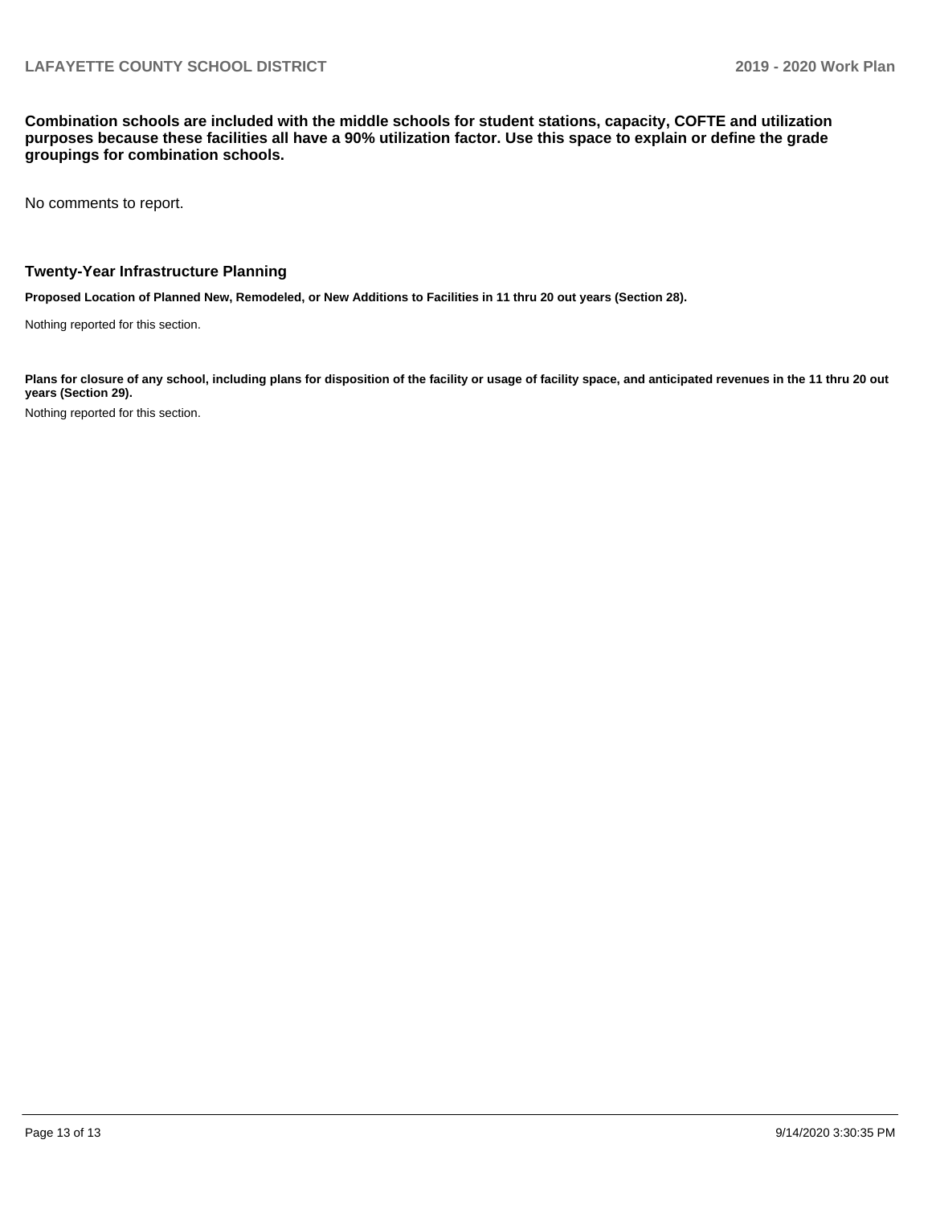**Combination schools are included with the middle schools for student stations, capacity, COFTE and utilization purposes because these facilities all have a 90% utilization factor. Use this space to explain or define the grade groupings for combination schools.**

No comments to report.

## Twenty-Year Infrastructure Planning

**Proposed Location of Planned New, Remodeled, or New Additions to Facilities in 11 thru 20 out years (Section 28).**

Nothing reported for this section.

**Plans for closure of any school, including plans for disposition of the facility or usage of facility space, and anticipated revenues in the 11 thru 20 out years (Section 29).**

Nothing reported for this section.